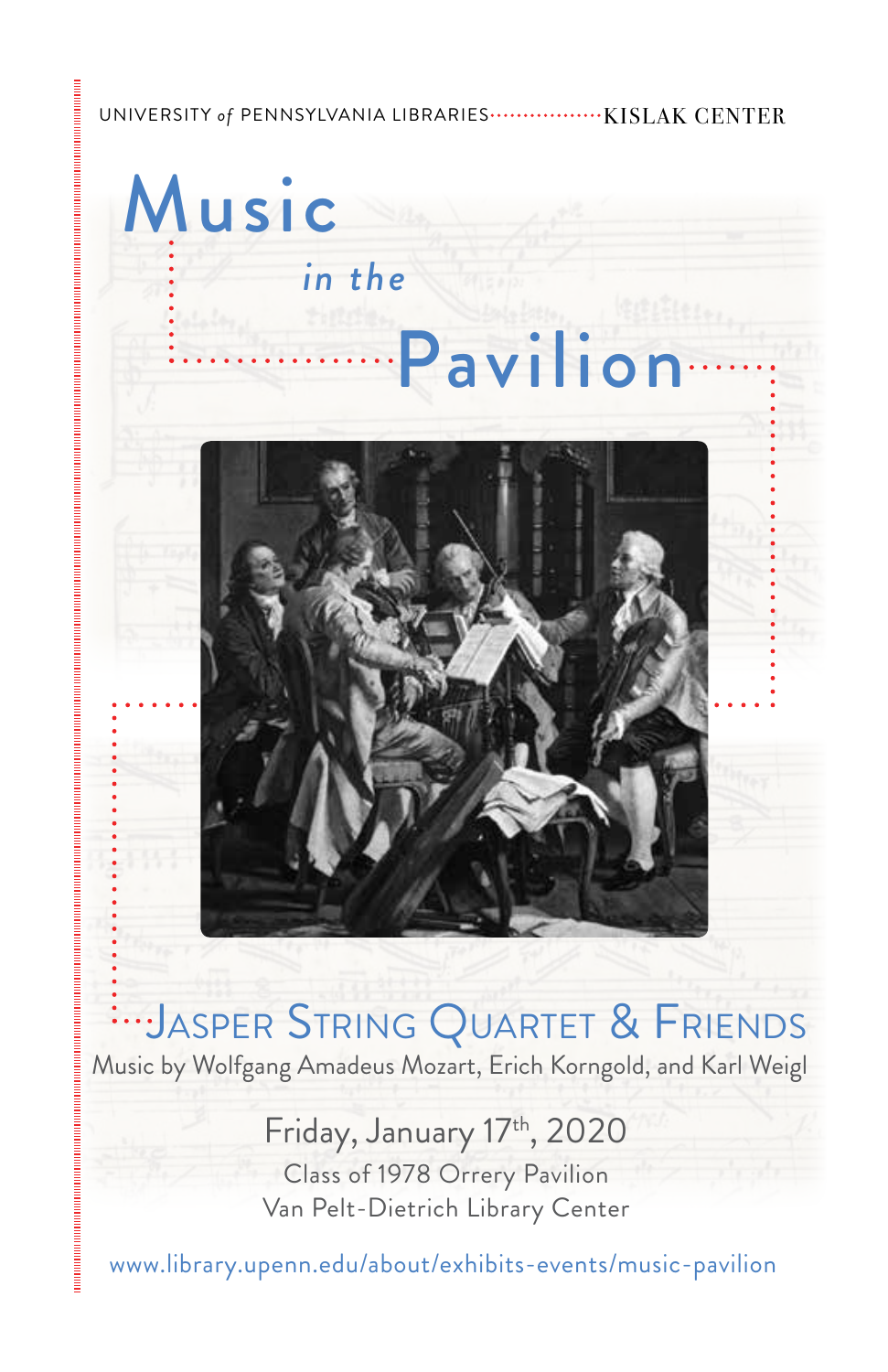UNIVERSITY *of* PENNSYLVANIA LIBRARIES KISLAK CENTER

# Music *in the* Pavilion

## Jasper String Quartet & Friends

Music by Wolfgang Amadeus Mozart, Erich Korngold, and Karl Weigl

Friday, January 17th, 2020

Class of 1978 Orrery Pavilion

Van Pelt-Dietrich Library Center

www.library.upenn.edu/about/exhibits-events/music-pavilion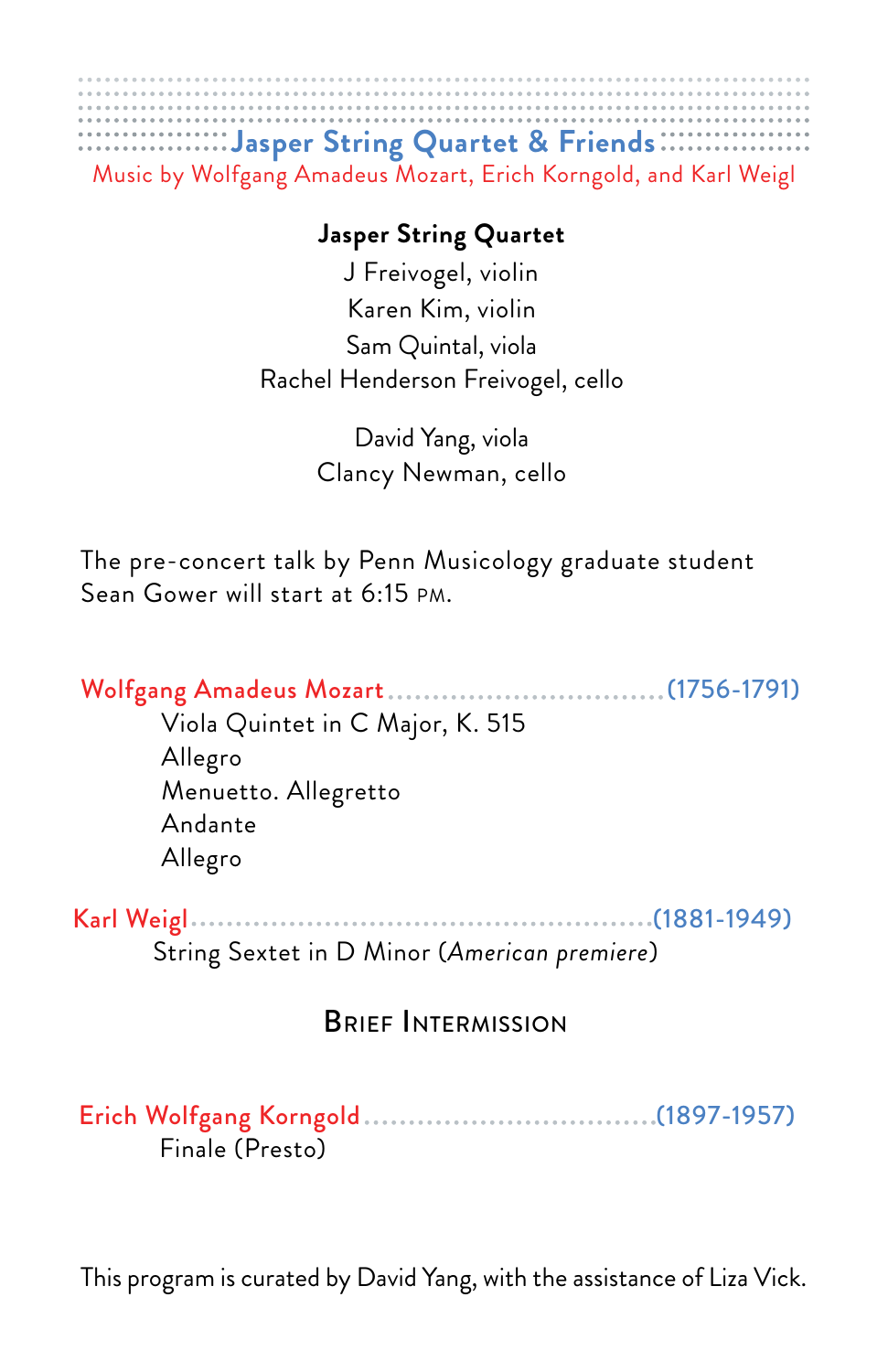# Jasper String Quartet & Friends

Music by Wolfgang Amadeus Mozart, Erich Korngold, and Karl Weigl

**Jasper String Quartet**

J Freivogel, violin
Karen Kim, violin
Sam Quintal, viola
Rachel Henderson Freivogel, cello

David Yang, viola
Clancy Newman, cello

The pre-concert talk by Penn Musicology graduate student Sean Gower will start at 6:15 PM.

**Wolfgang Amadeus Mozart** .................................. (1756-1791)

Viola Quintet in C Major, K. 515
Allegro
Menuetto. Allegretto
Andante
Allegro

**Karl Weigl** .................................................. (1881-1949)

String Sextet in D Minor (*American premiere*)

## Brief Intermission

**Erich Wolfgang Korngold** .................................. (1897-1957)

Finale (Presto)

This program is curated by David Yang, with the assistance of Liza Vick.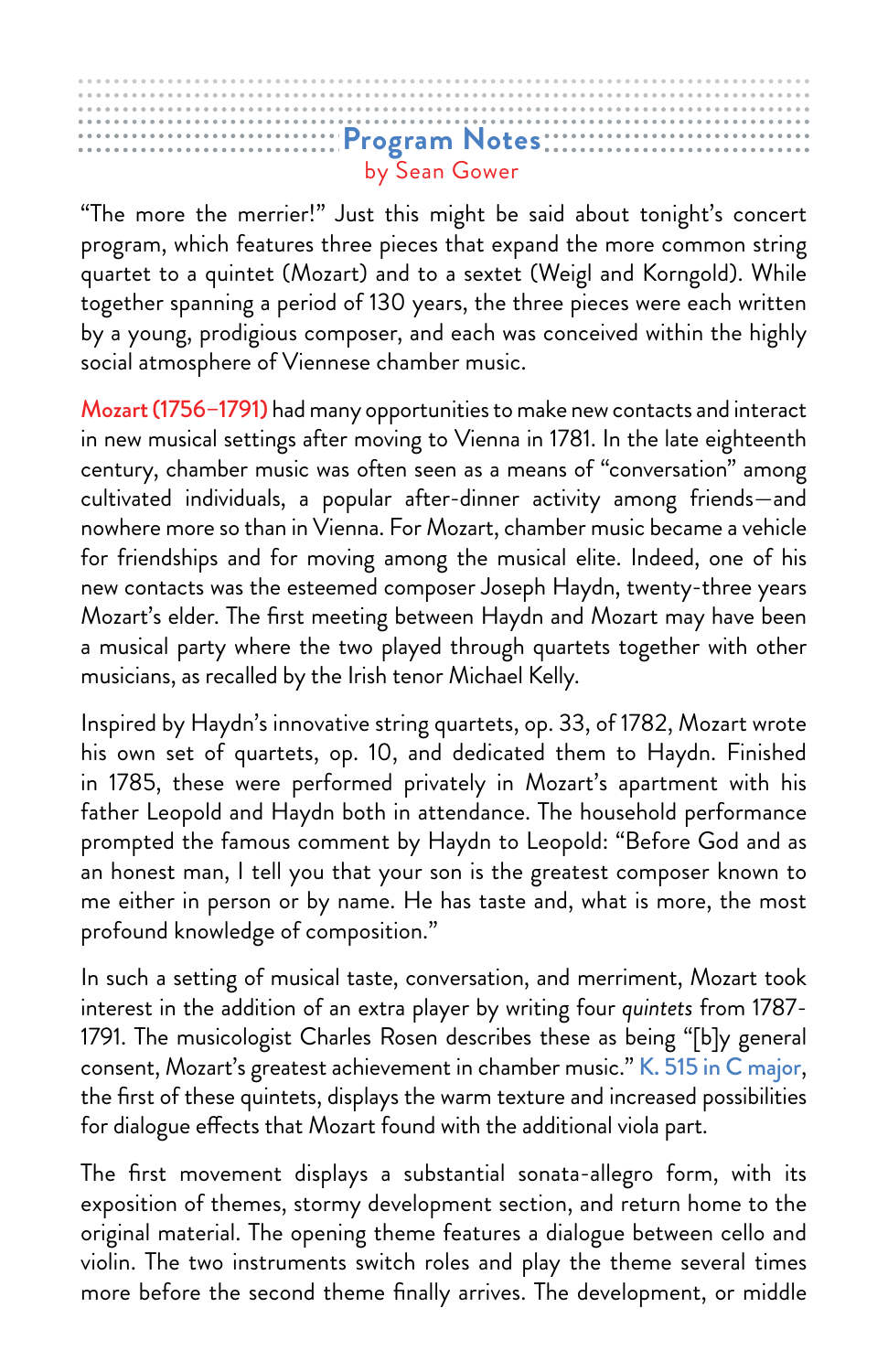## Program Notes

by Sean Gower

"The more the merrier!" Just this might be said about tonight's concert program, which features three pieces that expand the more common string quartet to a quintet (Mozart) and to a sextet (Weigl and Korngold). While together spanning a period of 130 years, the three pieces were each written by a young, prodigious composer, and each was conceived within the highly social atmosphere of Viennese chamber music.

**Mozart (1756–1791)** had many opportunities to make new contacts and interact in new musical settings after moving to Vienna in 1781. In the late eighteenth century, chamber music was often seen as a means of "conversation" among cultivated individuals, a popular after-dinner activity among friends—and nowhere more so than in Vienna. For Mozart, chamber music became a vehicle for friendships and for moving among the musical elite. Indeed, one of his new contacts was the esteemed composer Joseph Haydn, twenty-three years Mozart's elder. The first meeting between Haydn and Mozart may have been a musical party where the two played through quartets together with other musicians, as recalled by the Irish tenor Michael Kelly.

Inspired by Haydn's innovative string quartets, op. 33, of 1782, Mozart wrote his own set of quartets, op. 10, and dedicated them to Haydn. Finished in 1785, these were performed privately in Mozart's apartment with his father Leopold and Haydn both in attendance. The household performance prompted the famous comment by Haydn to Leopold: "Before God and as an honest man, I tell you that your son is the greatest composer known to me either in person or by name. He has taste and, what is more, the most profound knowledge of composition."

In such a setting of musical taste, conversation, and merriment, Mozart took interest in the addition of an extra player by writing four *quintets* from 1787-1791. The musicologist Charles Rosen describes these as being "[b]y general consent, Mozart's greatest achievement in chamber music." K. 515 in C major, the first of these quintets, displays the warm texture and increased possibilities for dialogue effects that Mozart found with the additional viola part.

The first movement displays a substantial sonata-allegro form, with its exposition of themes, stormy development section, and return home to the original material. The opening theme features a dialogue between cello and violin. The two instruments switch roles and play the theme several times more before the second theme finally arrives. The development, or middle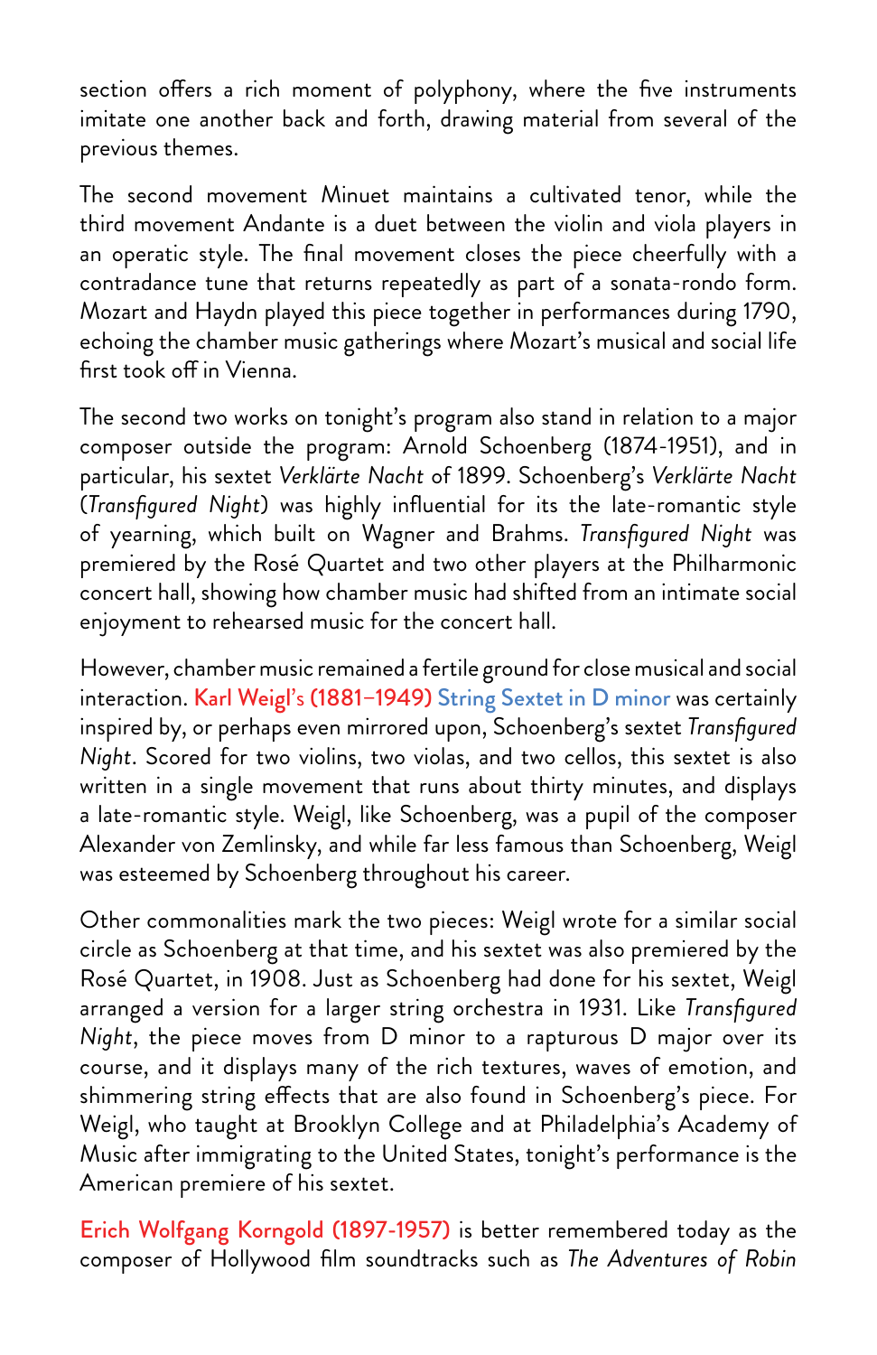section offers a rich moment of polyphony, where the five instruments imitate one another back and forth, drawing material from several of the previous themes.

The second movement Minuet maintains a cultivated tenor, while the third movement Andante is a duet between the violin and viola players in an operatic style. The final movement closes the piece cheerfully with a contradance tune that returns repeatedly as part of a sonata-rondo form. Mozart and Haydn played this piece together in performances during 1790, echoing the chamber music gatherings where Mozart's musical and social life first took off in Vienna.

The second two works on tonight's program also stand in relation to a major composer outside the program: Arnold Schoenberg (1874-1951), and in particular, his sextet *Verklärte Nacht* of 1899. Schoenberg's *Verklärte Nacht* (*Transfigured Night*) was highly influential for its the late-romantic style of yearning, which built on Wagner and Brahms. *Transfigured Night* was premiered by the Rosé Quartet and two other players at the Philharmonic concert hall, showing how chamber music had shifted from an intimate social enjoyment to rehearsed music for the concert hall.

However, chamber music remained a fertile ground for close musical and social interaction. Karl Weigl's (1881–1949) String Sextet in D minor was certainly inspired by, or perhaps even mirrored upon, Schoenberg's sextet *Transfigured Night*. Scored for two violins, two violas, and two cellos, this sextet is also written in a single movement that runs about thirty minutes, and displays a late-romantic style. Weigl, like Schoenberg, was a pupil of the composer Alexander von Zemlinsky, and while far less famous than Schoenberg, Weigl was esteemed by Schoenberg throughout his career.

Other commonalities mark the two pieces: Weigl wrote for a similar social circle as Schoenberg at that time, and his sextet was also premiered by the Rosé Quartet, in 1908. Just as Schoenberg had done for his sextet, Weigl arranged a version for a larger string orchestra in 1931. Like *Transfigured Night*, the piece moves from D minor to a rapturous D major over its course, and it displays many of the rich textures, waves of emotion, and shimmering string effects that are also found in Schoenberg's piece. For Weigl, who taught at Brooklyn College and at Philadelphia's Academy of Music after immigrating to the United States, tonight's performance is the American premiere of his sextet.

Erich Wolfgang Korngold (1897-1957) is better remembered today as the composer of Hollywood film soundtracks such as *The Adventures of Robin*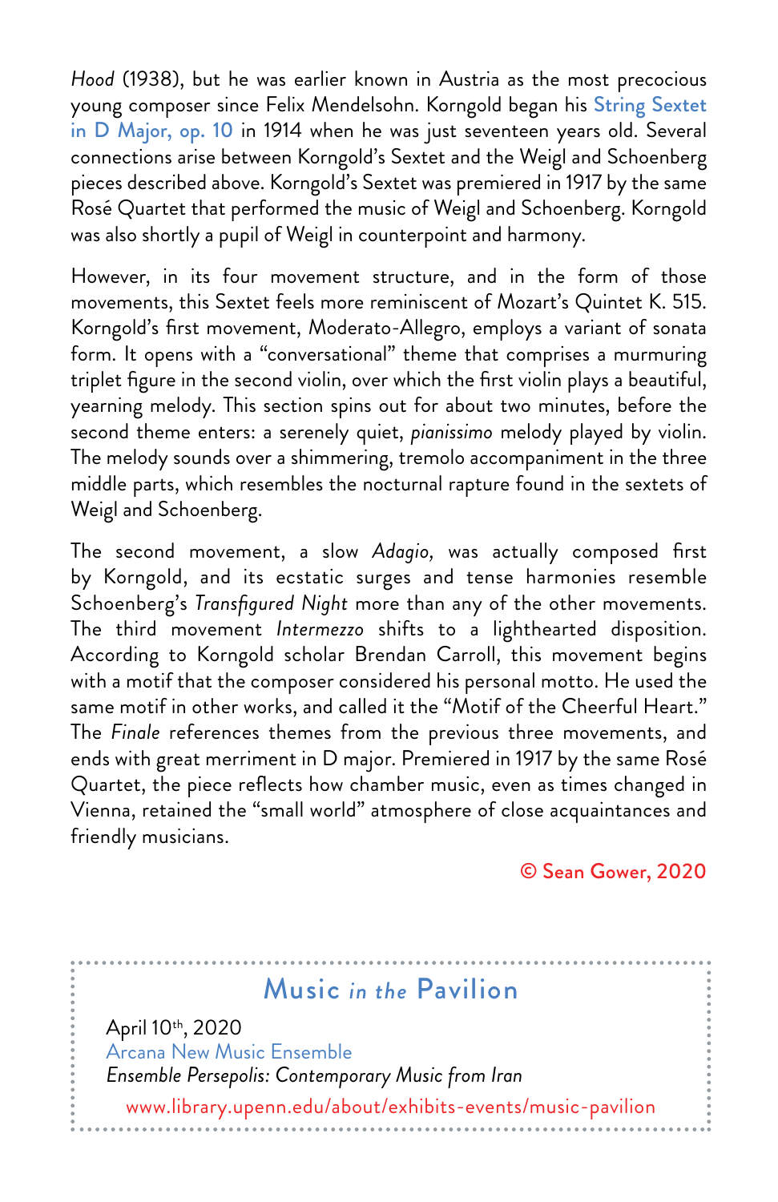*Hood* (1938), but he was earlier known in Austria as the most precocious young composer since Felix Mendelssohn. Korngold began his String Sextet in D Major, op. 10 in 1914 when he was just seventeen years old. Several connections arise between Korngold's Sextet and the Weigl and Schoenberg pieces described above. Korngold's Sextet was premiered in 1917 by the same Rosé Quartet that performed the music of Weigl and Schoenberg. Korngold was also shortly a pupil of Weigl in counterpoint and harmony.

However, in its four movement structure, and in the form of those movements, this Sextet feels more reminiscent of Mozart's Quintet K. 515. Korngold's first movement, Moderato-Allegro, employs a variant of sonata form. It opens with a "conversational" theme that comprises a murmuring triplet figure in the second violin, over which the first violin plays a beautiful, yearning melody. This section spins out for about two minutes, before the second theme enters: a serenely quiet, *pianissimo* melody played by violin. The melody sounds over a shimmering, tremolo accompaniment in the three middle parts, which resembles the nocturnal rapture found in the sextets of Weigl and Schoenberg.

The second movement, a slow *Adagio*, was actually composed first by Korngold, and its ecstatic surges and tense harmonies resemble Schoenberg's *Transfigured Night* more than any of the other movements. The third movement *Intermezzo* shifts to a lighthearted disposition. According to Korngold scholar Brendan Carroll, this movement begins with a motif that the composer considered his personal motto. He used the same motif in other works, and called it the "Motif of the Cheerful Heart." The *Finale* references themes from the previous three movements, and ends with great merriment in D major. Premiered in 1917 by the same Rosé Quartet, the piece reflects how chamber music, even as times changed in Vienna, retained the "small world" atmosphere of close acquaintances and friendly musicians.

© Sean Gower, 2020

## Music *in the* Pavilion

April 10th, 2020
Arcana New Music Ensemble
*Ensemble Persepolis: Contemporary Music from Iran*

www.library.upenn.edu/about/exhibits-events/music-pavilion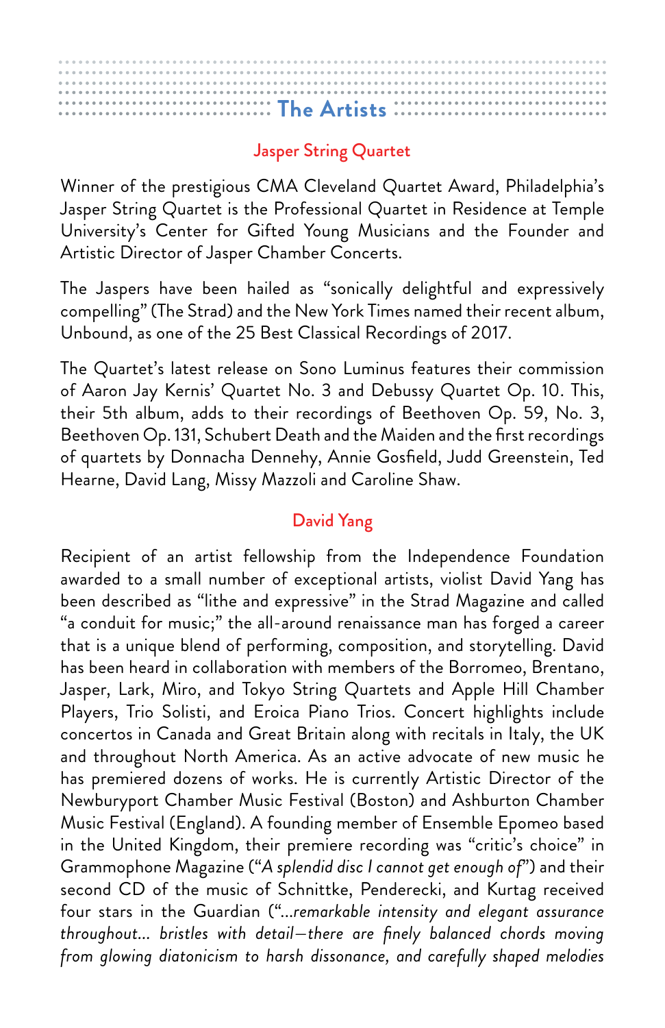## The Artists

### Jasper String Quartet

Winner of the prestigious CMA Cleveland Quartet Award, Philadelphia's Jasper String Quartet is the Professional Quartet in Residence at Temple University's Center for Gifted Young Musicians and the Founder and Artistic Director of Jasper Chamber Concerts.

The Jaspers have been hailed as "sonically delightful and expressively compelling" (The Strad) and the New York Times named their recent album, Unbound, as one of the 25 Best Classical Recordings of 2017.

The Quartet's latest release on Sono Luminus features their commission of Aaron Jay Kernis' Quartet No. 3 and Debussy Quartet Op. 10. This, their 5th album, adds to their recordings of Beethoven Op. 59, No. 3, Beethoven Op. 131, Schubert Death and the Maiden and the first recordings of quartets by Donnacha Dennehy, Annie Gosfield, Judd Greenstein, Ted Hearne, David Lang, Missy Mazzoli and Caroline Shaw.

### David Yang

Recipient of an artist fellowship from the Independence Foundation awarded to a small number of exceptional artists, violist David Yang has been described as "lithe and expressive" in the Strad Magazine and called "a conduit for music;" the all-around renaissance man has forged a career that is a unique blend of performing, composition, and storytelling. David has been heard in collaboration with members of the Borromeo, Brentano, Jasper, Lark, Miro, and Tokyo String Quartets and Apple Hill Chamber Players, Trio Solisti, and Eroica Piano Trios. Concert highlights include concertos in Canada and Great Britain along with recitals in Italy, the UK and throughout North America. As an active advocate of new music he has premiered dozens of works. He is currently Artistic Director of the Newburyport Chamber Music Festival (Boston) and Ashburton Chamber Music Festival (England). A founding member of Ensemble Epomeo based in the United Kingdom, their premiere recording was "critic's choice" in Grammophone Magazine ("*A splendid disc I cannot get enough of*") and their second CD of the music of Schnittke, Penderecki, and Kurtag received four stars in the Guardian ("*...remarkable intensity and elegant assurance throughout... bristles with detail—there are finely balanced chords moving from glowing diatonicism to harsh dissonance, and carefully shaped melodies*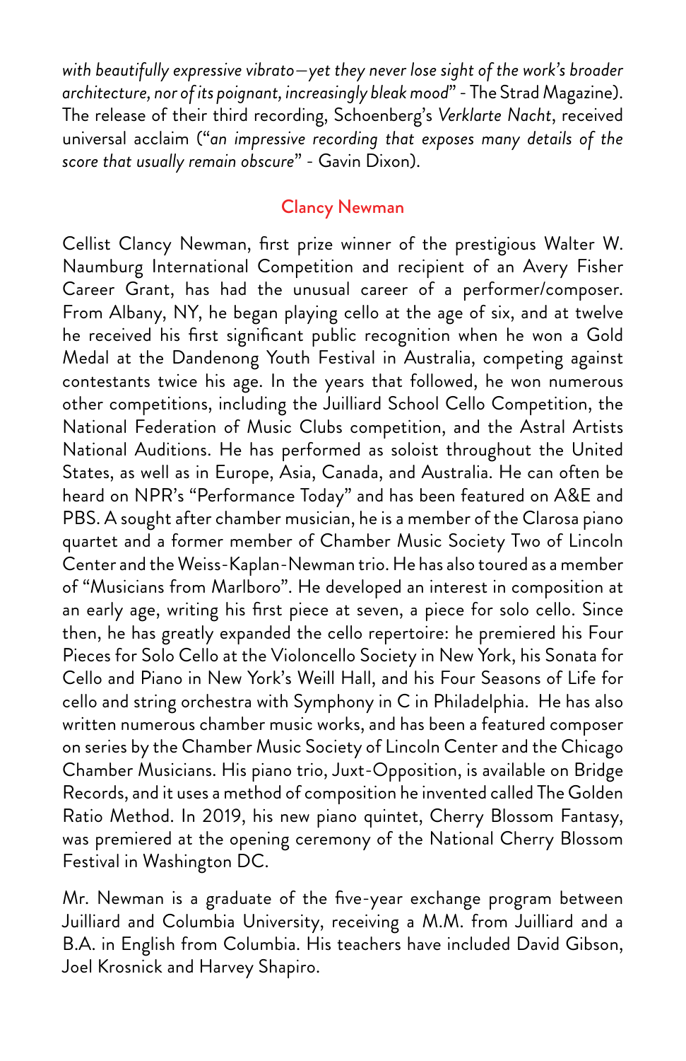*with beautifully expressive vibrato—yet they never lose sight of the work's broader architecture, nor of its poignant, increasingly bleak mood*" - The Strad Magazine). The release of their third recording, Schoenberg's *Verklarte Nacht*, received universal acclaim ("*an impressive recording that exposes many details of the score that usually remain obscure*" - Gavin Dixon).

## Clancy Newman

Cellist Clancy Newman, first prize winner of the prestigious Walter W. Naumburg International Competition and recipient of an Avery Fisher Career Grant, has had the unusual career of a performer/composer. From Albany, NY, he began playing cello at the age of six, and at twelve he received his first significant public recognition when he won a Gold Medal at the Dandenong Youth Festival in Australia, competing against contestants twice his age. In the years that followed, he won numerous other competitions, including the Juilliard School Cello Competition, the National Federation of Music Clubs competition, and the Astral Artists National Auditions. He has performed as soloist throughout the United States, as well as in Europe, Asia, Canada, and Australia. He can often be heard on NPR's "Performance Today" and has been featured on A&E and PBS. A sought after chamber musician, he is a member of the Clarosa piano quartet and a former member of Chamber Music Society Two of Lincoln Center and the Weiss-Kaplan-Newman trio. He has also toured as a member of "Musicians from Marlboro". He developed an interest in composition at an early age, writing his first piece at seven, a piece for solo cello. Since then, he has greatly expanded the cello repertoire: he premiered his Four Pieces for Solo Cello at the Violoncello Society in New York, his Sonata for Cello and Piano in New York's Weill Hall, and his Four Seasons of Life for cello and string orchestra with Symphony in C in Philadelphia. He has also written numerous chamber music works, and has been a featured composer on series by the Chamber Music Society of Lincoln Center and the Chicago Chamber Musicians. His piano trio, Juxt-Opposition, is available on Bridge Records, and it uses a method of composition he invented called The Golden Ratio Method. In 2019, his new piano quintet, Cherry Blossom Fantasy, was premiered at the opening ceremony of the National Cherry Blossom Festival in Washington DC.

Mr. Newman is a graduate of the five-year exchange program between Juilliard and Columbia University, receiving a M.M. from Juilliard and a B.A. in English from Columbia. His teachers have included David Gibson, Joel Krosnick and Harvey Shapiro.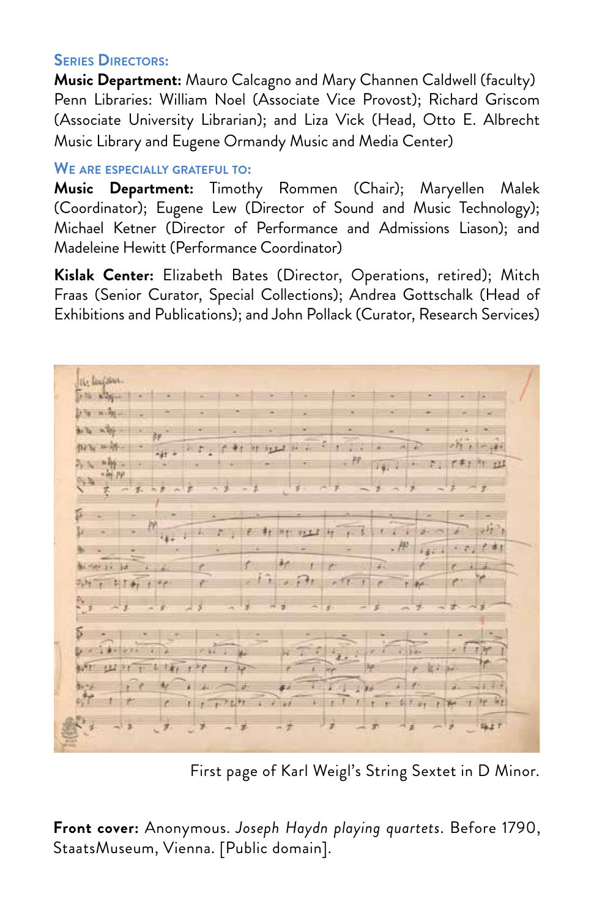### Series Directors:

**Music Department:** Mauro Calcagno and Mary Channen Caldwell (faculty)
Penn Libraries: William Noel (Associate Vice Provost); Richard Griscom (Associate University Librarian); and Liza Vick (Head, Otto E. Albrecht Music Library and Eugene Ormandy Music and Media Center)

### We are especially grateful to:

**Music Department:** Timothy Rommen (Chair); Maryellen Malek (Coordinator); Eugene Lew (Director of Sound and Music Technology); Michael Ketner (Director of Performance and Admissions Liason); and Madeleine Hewitt (Performance Coordinator)

**Kislak Center:** Elizabeth Bates (Director, Operations, retired); Mitch Fraas (Senior Curator, Special Collections); Andrea Gottschalk (Head of Exhibitions and Publications); and John Pollack (Curator, Research Services)

First page of Karl Weigl's String Sextet in D Minor.

**Front cover:** Anonymous. *Joseph Haydn playing quartets*. Before 1790, StaatsMuseum, Vienna. [Public domain].